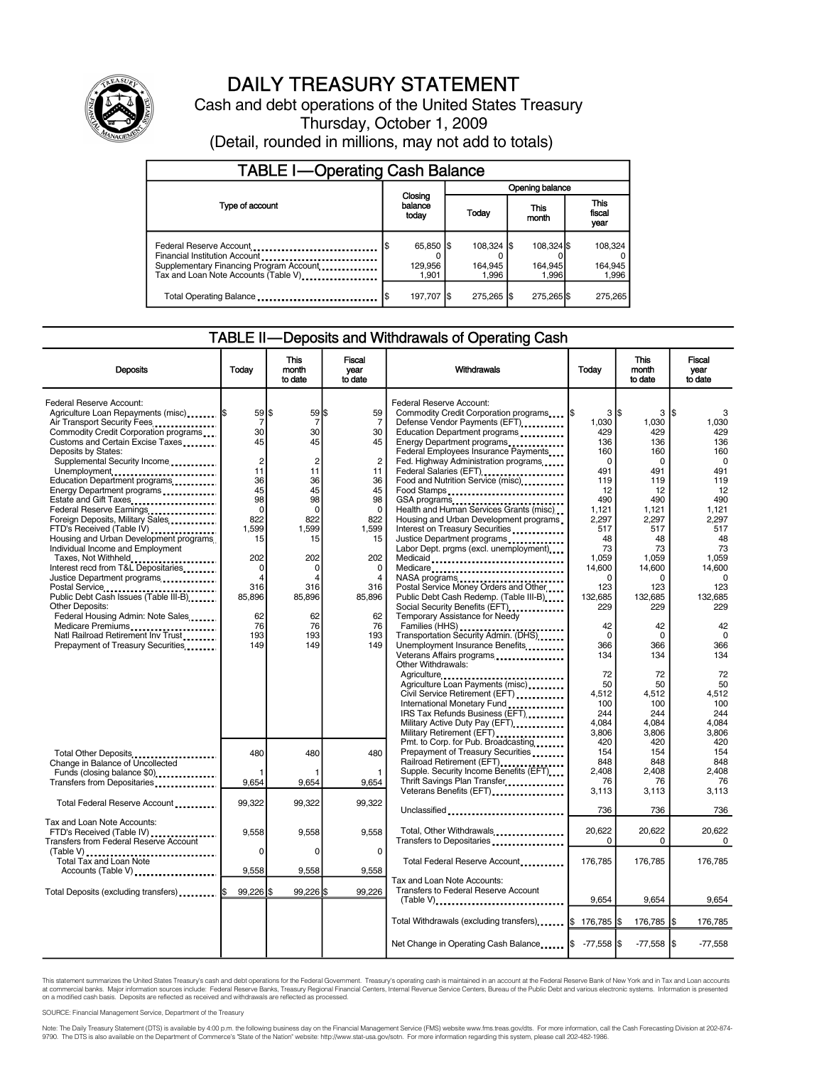# DAILY TREASURY STATEMENT

Cash and debt operations of the United States Treasury

Thursday, October 1, 2009

(Detail, rounded in millions, may not add to totals)

## TABLE I—Operating Cash Balance

| Type of account | Closing balance today | Opening balance Today | This month | This fiscal year |
|---|---|---|---|---|
| Federal Reserve Account | $ 65,850 | $ 108,324 | $ 108,324 | $ 108,324 |
| Financial Institution Account | 0 | 0 | 0 | 0 |
| Supplementary Financing Program Account | 129,956 | 164,945 | 164,945 | 164,945 |
| Tax and Loan Note Accounts (Table V) | 1,901 | 1,996 | 1,996 | 1,996 |
| Total Operating Balance | $ 197,707 | $ 275,265 | $ 275,265 | $ 275,265 |

## TABLE II—Deposits and Withdrawals of Operating Cash

| Deposits | Today | This month to date | Fiscal year to date |
|---|---|---|---|
| Federal Reserve Account: | | | |
| Agriculture Loan Repayments (misc) | $ 59 | $ 59 | $ 59 |
| Air Transport Security Fees | 7 | 7 | 7 |
| Commodity Credit Corporation programs | 30 | 30 | 30 |
| Customs and Certain Excise Taxes | 45 | 45 | 45 |
| Deposits by States: | | | |
| Supplemental Security Income | 2 | 2 | 2 |
| Unemployment | 11 | 11 | 11 |
| Education Department programs | 36 | 36 | 36 |
| Energy Department programs | 45 | 45 | 45 |
| Estate and Gift Taxes | 98 | 98 | 98 |
| Federal Reserve Earnings | 0 | 0 | 0 |
| Foreign Deposits, Military Sales | 822 | 822 | 822 |
| FTD's Received (Table IV) | 1,599 | 1,599 | 1,599 |
| Housing and Urban Development programs | 15 | 15 | 15 |
| Individual Income and Employment Taxes, Not Withheld | 202 | 202 | 202 |
| Interest recd from T&L Depositaries | 0 | 0 | 0 |
| Justice Department programs | 4 | 4 | 4 |
| Postal Service | 316 | 316 | 316 |
| Public Debt Cash Issues (Table III-B) | 85,896 | 85,896 | 85,896 |
| Other Deposits: | | | |
| Federal Housing Admin: Note Sales | 62 | 62 | 62 |
| Medicare Premiums | 76 | 76 | 76 |
| Natl Railroad Retirement Inv Trust | 193 | 193 | 193 |
| Prepayment of Treasury Securities | 149 | 149 | 149 |
| Total Other Deposits | 480 | 480 | 480 |
| Change in Balance of Uncollected Funds (closing balance $0) | 1 | 1 | 1 |
| Transfers from Depositaries | 9,654 | 9,654 | 9,654 |
| Total Federal Reserve Account | 99,322 | 99,322 | 99,322 |
| Tax and Loan Note Accounts: | | | |
| FTD's Received (Table IV) | 9,558 | 9,558 | 9,558 |
| Transfers from Federal Reserve Account (Table V) | 0 | 0 | 0 |
| Total Tax and Loan Note Accounts (Table V) | 9,558 | 9,558 | 9,558 |
| Total Deposits (excluding transfers) | $ 99,226 | $ 99,226 | $ 99,226 |

| Withdrawals | Today | This month to date | Fiscal year to date |
|---|---|---|---|
| Federal Reserve Account: | | | |
| Commodity Credit Corporation programs | $ 3 | $ 3 | $ 3 |
| Defense Vendor Payments (EFT) | 1,030 | 1,030 | 1,030 |
| Education Department programs | 429 | 429 | 429 |
| Energy Department programs | 136 | 136 | 136 |
| Federal Employees Insurance Payments | 160 | 160 | 160 |
| Fed. Highway Administration programs | 0 | 0 | 0 |
| Federal Salaries (EFT) | 491 | 491 | 491 |
| Food and Nutrition Service (misc) | 119 | 119 | 119 |
| Food Stamps | 12 | 12 | 12 |
| GSA programs | 490 | 490 | 490 |
| Health and Human Services Grants (misc) | 1,121 | 1,121 | 1,121 |
| Housing and Urban Development programs | 2,297 | 2,297 | 2,297 |
| Interest on Treasury Securities | 517 | 517 | 517 |
| Justice Department programs | 48 | 48 | 48 |
| Labor Dept. prgms (excl. unemployment) | 73 | 73 | 73 |
| Medicaid | 1,059 | 1,059 | 1,059 |
| Medicare | 14,600 | 14,600 | 14,600 |
| NASA programs | 0 | 0 | 0 |
| Postal Service Money Orders and Other | 123 | 123 | 123 |
| Public Debt Cash Redemp. (Table III-B) | 132,685 | 132,685 | 132,685 |
| Social Security Benefits (EFT) | 229 | 229 | 229 |
| Temporary Assistance for Needy Families (HHS) | 42 | 42 | 42 |
| Transportation Security Admin. (DHS) | 0 | 0 | 0 |
| Unemployment Insurance Benefits | 366 | 366 | 366 |
| Veterans Affairs programs | 134 | 134 | 134 |
| Other Withdrawals: | | | |
| Agriculture | 72 | 72 | 72 |
| Agriculture Loan Payments (misc) | 50 | 50 | 50 |
| Civil Service Retirement (EFT) | 4,512 | 4,512 | 4,512 |
| International Monetary Fund | 100 | 100 | 100 |
| IRS Tax Refunds Business (EFT) | 244 | 244 | 244 |
| Military Active Duty Pay (EFT) | 4,084 | 4,084 | 4,084 |
| Military Retirement (EFT) | 3,806 | 3,806 | 3,806 |
| Pmt. to Corp. for Pub. Broadcasting | 420 | 420 | 420 |
| Prepayment of Treasury Securities | 154 | 154 | 154 |
| Railroad Retirement (EFT) | 848 | 848 | 848 |
| Supple. Security Income Benefits (EFT) | 2,408 | 2,408 | 2,408 |
| Thrift Savings Plan Transfer | 76 | 76 | 76 |
| Veterans Benefits (EFT) | 3,113 | 3,113 | 3,113 |
| Unclassified | 736 | 736 | 736 |
| Total, Other Withdrawals | 20,622 | 20,622 | 20,622 |
| Transfers to Depositaries | 0 | 0 | 0 |
| Total Federal Reserve Account | 176,785 | 176,785 | 176,785 |
| Tax and Loan Note Accounts: | | | |
| Transfers to Federal Reserve Account (Table V) | 9,654 | 9,654 | 9,654 |
| Total Withdrawals (excluding transfers) | $ 176,785 | $ 176,785 | $ 176,785 |
| Net Change in Operating Cash Balance | $ -77,558 | $ -77,558 | $ -77,558 |

This statement summarizes the United States Treasury's cash and debt operations for the Federal Government. Treasury's operating cash is maintained in an account at the Federal Reserve Bank of New York and in Tax and Loan accounts at commercial banks. Major information sources include: Federal Reserve Banks, Treasury Regional Financial Centers, Internal Revenue Service Centers, Bureau of the Public Debt and various electronic systems. Information is presented on a modified cash basis. Deposits are reflected as received and withdrawals are reflected as processed.

SOURCE: Financial Management Service, Department of the Treasury

Note: The Daily Treasury Statement (DTS) is available by 4:00 p.m. the following business day on the Financial Management Service (FMS) website www.fms.treas.gov/dts. For more information, call the Cash Forecasting Division at 202-874-9790. The DTS is also available on the Department of Commerce's "State of the Nation" website: http://www.stat-usa.gov/sotn. For more information regarding this system, please call 202-482-1986.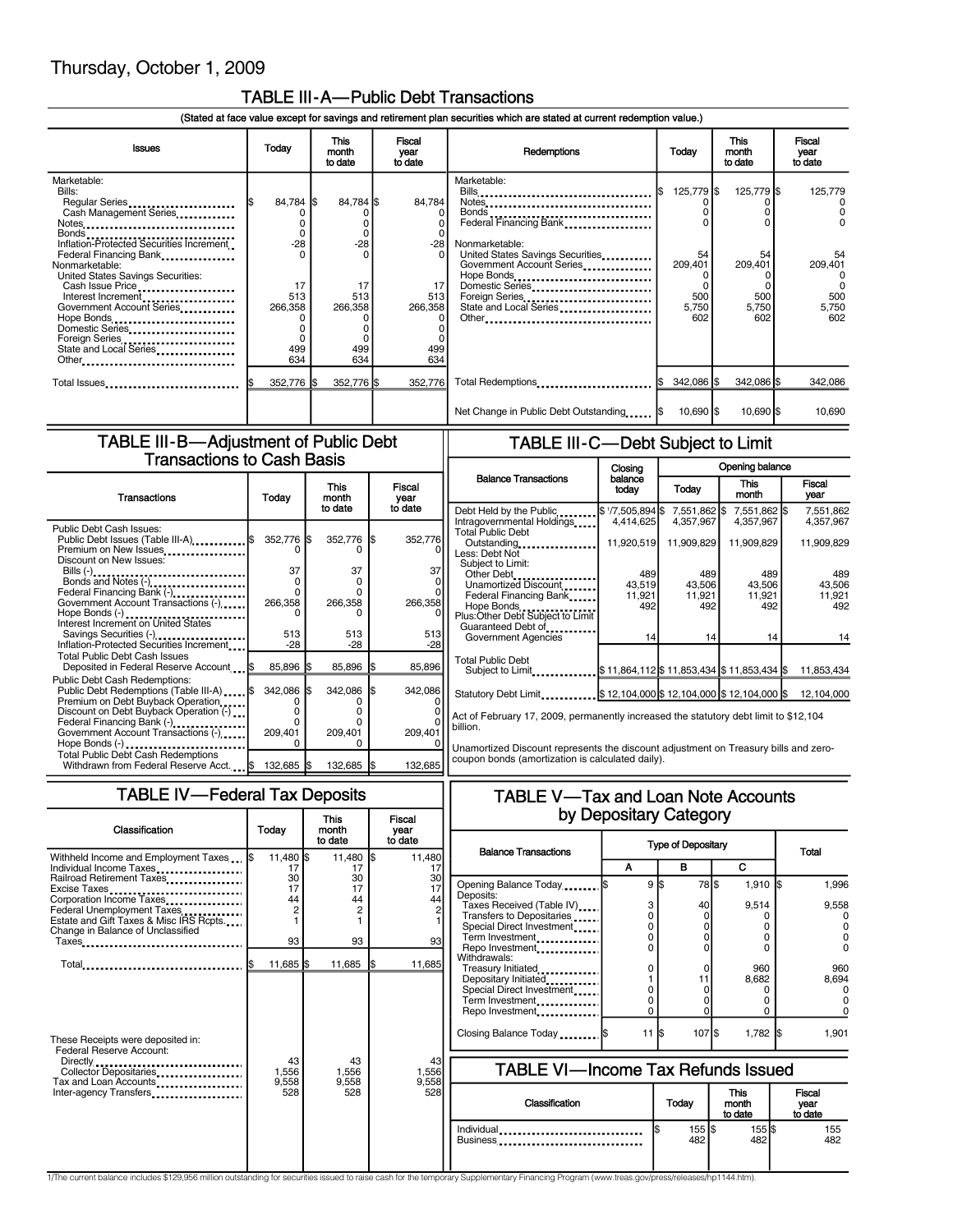Thursday, October 1, 2009

## TABLE III-A—Public Debt Transactions

(Stated at face value except for savings and retirement plan securities which are stated at current redemption value.)

| Issues | Today | This month to date | Fiscal year to date |
|---|---|---|---|
| Marketable: | | | |
| Bills: | | | |
| Regular Series | $ 84,784 | $ 84,784 | $ 84,784 |
| Cash Management Series | 0 | 0 | 0 |
| Notes | 0 | 0 | 0 |
| Bonds | 0 | 0 | 0 |
| Inflation-Protected Securities Increment | -28 | -28 | -28 |
| Federal Financing Bank | 0 | 0 | 0 |
| Nonmarketable: | | | |
| United States Savings Securities: | | | |
| Cash Issue Price | 17 | 17 | 17 |
| Interest Increment | 513 | 513 | 513 |
| Government Account Series | 266,358 | 266,358 | 266,358 |
| Hope Bonds | 0 | 0 | 0 |
| Domestic Series | 0 | 0 | 0 |
| Foreign Series | 0 | 0 | 0 |
| State and Local Series | 499 | 499 | 499 |
| Other | 634 | 634 | 634 |
| Total Issues | $ 352,776 | $ 352,776 | $ 352,776 |

| Redemptions | Today | This month to date | Fiscal year to date |
|---|---|---|---|
| Marketable: | | | |
| Bills | $ 125,779 | $ 125,779 | $ 125,779 |
| Notes | 0 | 0 | 0 |
| Bonds | 0 | 0 | 0 |
| Federal Financing Bank | 0 | 0 | 0 |
| Nonmarketable: | | | |
| United States Savings Securities | 54 | 54 | 54 |
| Government Account Series | 209,401 | 209,401 | 209,401 |
| Hope Bonds | 0 | 0 | 0 |
| Domestic Series | 0 | 0 | 0 |
| Foreign Series | 500 | 500 | 500 |
| State and Local Series | 5,750 | 5,750 | 5,750 |
| Other | 602 | 602 | 602 |
| Total Redemptions | $ 342,086 | $ 342,086 | $ 342,086 |
| Net Change in Public Debt Outstanding | $ 10,690 | $ 10,690 | $ 10,690 |

## TABLE III-B—Adjustment of Public Debt Transactions to Cash Basis

| Transactions | Today | This month to date | Fiscal year to date |
|---|---|---|---|
| Public Debt Cash Issues: | | | |
| Public Debt Issues (Table III-A) | $ 352,776 | $ 352,776 | $ 352,776 |
| Premium on New Issues | 0 | 0 | 0 |
| Discount on New Issues: | | | |
| Bills (-) | 37 | 37 | 37 |
| Bonds and Notes (-) | 0 | 0 | 0 |
| Federal Financing Bank (-) | 0 | 0 | 0 |
| Government Account Transactions (-) | 266,358 | 266,358 | 266,358 |
| Hope Bonds (-) | 0 | 0 | 0 |
| Interest Increment on United States Savings Securities (-) | 513 | 513 | 513 |
| Inflation-Protected Securities Increment | -28 | -28 | -28 |
| Total Public Debt Cash Issues Deposited in Federal Reserve Account | $ 85,896 | $ 85,896 | $ 85,896 |
| Public Debt Cash Redemptions: | | | |
| Public Debt Redemptions (Table III-A) | $ 342,086 | $ 342,086 | $ 342,086 |
| Premium on Debt Buyback Operation | 0 | 0 | 0 |
| Discount on Debt Buyback Operation (-) | 0 | 0 | 0 |
| Federal Financing Bank (-) | 0 | 0 | 0 |
| Government Account Transactions (-) | 209,401 | 209,401 | 209,401 |
| Hope Bonds (-) | 0 | 0 | 0 |
| Total Public Debt Cash Redemptions Withdrawn from Federal Reserve Acct. | $ 132,685 | $ 132,685 | $ 132,685 |

## TABLE III-C—Debt Subject to Limit

| Balance Transactions | Closing balance today | Opening balance | | |
|---|---|---|---|---|
| | | Today | This month | Fiscal year |
| Debt Held by the Public | $ [1]7,505,894 | $ 7,551,862 | $ 7,551,862 | $ 7,551,862 |
| Intragovernmental Holdings | 4,414,625 | 4,357,967 | 4,357,967 | 4,357,967 |
| Total Public Debt Outstanding | 11,920,519 | 11,909,829 | 11,909,829 | 11,909,829 |
| Less: Debt Not Subject to Limit: | | | | |
| Other Debt | 489 | 489 | 489 | 489 |
| Unamortized Discount | 43,519 | 43,506 | 43,506 | 43,506 |
| Federal Financing Bank | 11,921 | 11,921 | 11,921 | 11,921 |
| Hope Bonds | 492 | 492 | 492 | 492 |
| Plus: Other Debt Subject to Limit Guaranteed Debt of Government Agencies | 14 | 14 | 14 | 14 |
| Total Public Debt Subject to Limit | $ 11,864,112 | $ 11,853,434 | $ 11,853,434 | $ 11,853,434 |
| Statutory Debt Limit | $ 12,104,000 | $ 12,104,000 | $ 12,104,000 | $ 12,104,000 |

Act of February 17, 2009, permanently increased the statutory debt limit to $12,104 billion.

Unamortized Discount represents the discount adjustment on Treasury bills and zero-coupon bonds (amortization is calculated daily).

## TABLE IV—Federal Tax Deposits

| Classification | Today | This month to date | Fiscal year to date |
|---|---|---|---|
| Withheld Income and Employment Taxes | $ 11,480 | $ 11,480 | $ 11,480 |
| Individual Income Taxes | 17 | 17 | 17 |
| Railroad Retirement Taxes | 30 | 30 | 30 |
| Excise Taxes | 17 | 17 | 17 |
| Corporation Income Taxes | 44 | 44 | 44 |
| Federal Unemployment Taxes | 2 | 2 | 2 |
| Estate and Gift Taxes & Misc IRS Rcpts. | 1 | 1 | 1 |
| Change in Balance of Unclassified Taxes | 93 | 93 | 93 |
| Total | $ 11,685 | $ 11,685 | $ 11,685 |
| These Receipts were deposited in: | | | |
| Federal Reserve Account: | | | |
| Directly | 43 | 43 | 43 |
| Collector Depositaries | 1,556 | 1,556 | 1,556 |
| Tax and Loan Accounts | 9,558 | 9,558 | 9,558 |
| Inter-agency Transfers | 528 | 528 | 528 |

## TABLE V—Tax and Loan Note Accounts by Depositary Category

| Balance Transactions | Type of Depositary | | | Total |
|---|---|---|---|---|
| | A | B | C | |
| Opening Balance Today | $ 9 | $ 78 | $ 1,910 | $ 1,996 |
| Deposits: | | | | |
| Taxes Received (Table IV) | 3 | 40 | 9,514 | 9,558 |
| Transfers to Depositaries | 0 | 0 | 0 | 0 |
| Special Direct Investment | 0 | 0 | 0 | 0 |
| Term Investment | 0 | 0 | 0 | 0 |
| Repo Investment | 0 | 0 | 0 | 0 |
| Withdrawals: | | | | |
| Treasury Initiated | 0 | 0 | 960 | 960 |
| Depositary Initiated | 1 | 11 | 8,682 | 8,694 |
| Special Direct Investment | 0 | 0 | 0 | 0 |
| Term Investment | 0 | 0 | 0 | 0 |
| Repo Investment | 0 | 0 | 0 | 0 |
| Closing Balance Today | $ 11 | $ 107 | $ 1,782 | $ 1,901 |

## TABLE VI—Income Tax Refunds Issued

| Classification | Today | This month to date | Fiscal year to date |
|---|---|---|---|
| Individual | $ 155 | $ 155 | $ 155 |
| Business | 482 | 482 | 482 |

1/The current balance includes $129,956 million outstanding for securities issued to raise cash for the temporary Supplementary Financing Program (www.treas.gov/press/releases/hp1144.htm).